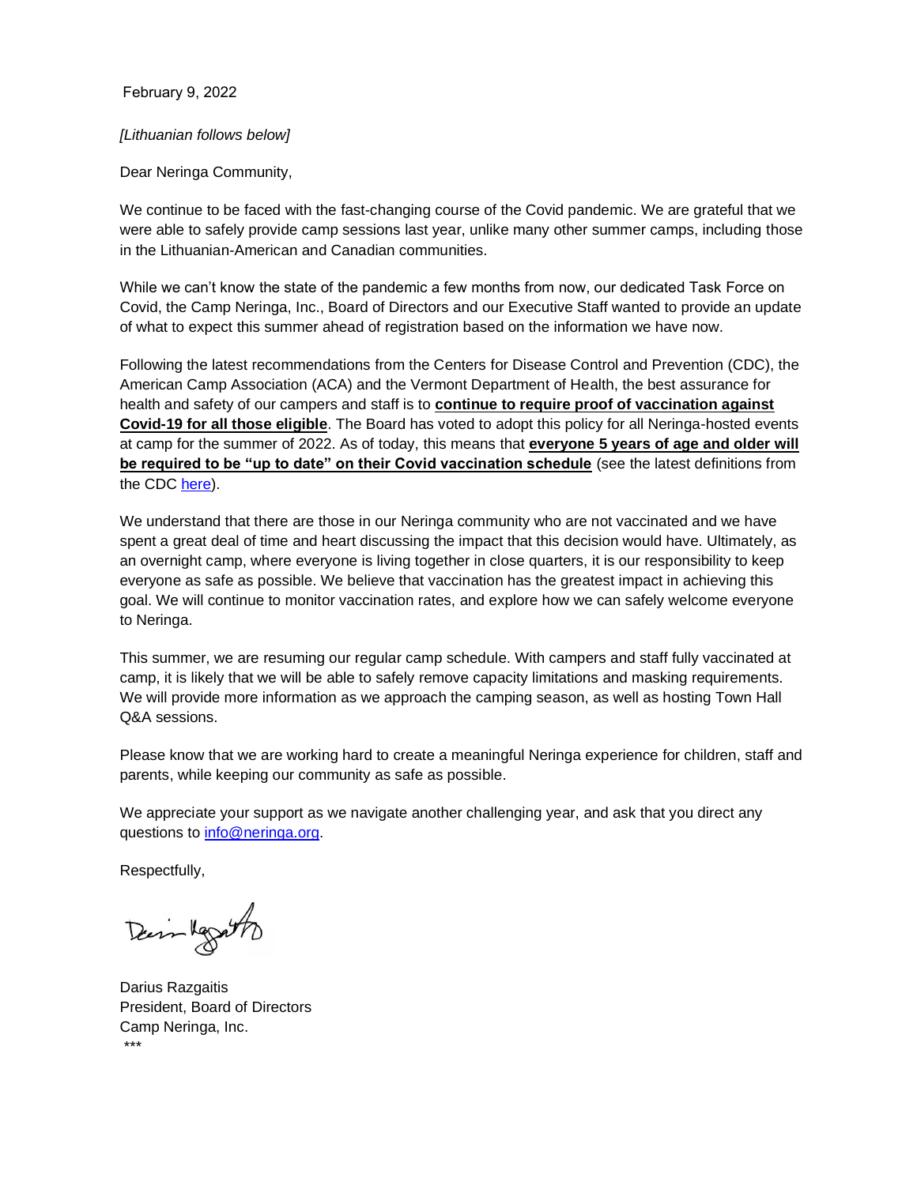February 9, 2022

*[Lithuanian follows below]*

Dear Neringa Community,

We continue to be faced with the fast-changing course of the Covid pandemic. We are grateful that we were able to safely provide camp sessions last year, unlike many other summer camps, including those in the Lithuanian-American and Canadian communities.

While we can't know the state of the pandemic a few months from now, our dedicated Task Force on Covid, the Camp Neringa, Inc., Board of Directors and our Executive Staff wanted to provide an update of what to expect this summer ahead of registration based on the information we have now.

Following the latest recommendations from the Centers for Disease Control and Prevention (CDC), the American Camp Association (ACA) and the Vermont Department of Health, the best assurance for health and safety of our campers and staff is to **continue to require proof of vaccination against Covid-19 for all those eligible**. The Board has voted to adopt this policy for all Neringa-hosted events at camp for the summer of 2022. As of today, this means that **everyone 5 years of age and older will be required to be "up to date" on their Covid vaccination schedule** (see the latest definitions from the CDC here).

We understand that there are those in our Neringa community who are not vaccinated and we have spent a great deal of time and heart discussing the impact that this decision would have. Ultimately, as an overnight camp, where everyone is living together in close quarters, it is our responsibility to keep everyone as safe as possible. We believe that vaccination has the greatest impact in achieving this goal. We will continue to monitor vaccination rates, and explore how we can safely welcome everyone to Neringa.

This summer, we are resuming our regular camp schedule. With campers and staff fully vaccinated at camp, it is likely that we will be able to safely remove capacity limitations and masking requirements. We will provide more information as we approach the camping season, as well as hosting Town Hall Q&A sessions.

Please know that we are working hard to create a meaningful Neringa experience for children, staff and parents, while keeping our community as safe as possible.

We appreciate your support as we navigate another challenging year, and ask that you direct any questions to info@neringa.org.

Respectfully,

Darius Razgaitis
President, Board of Directors
Camp Neringa, Inc.

***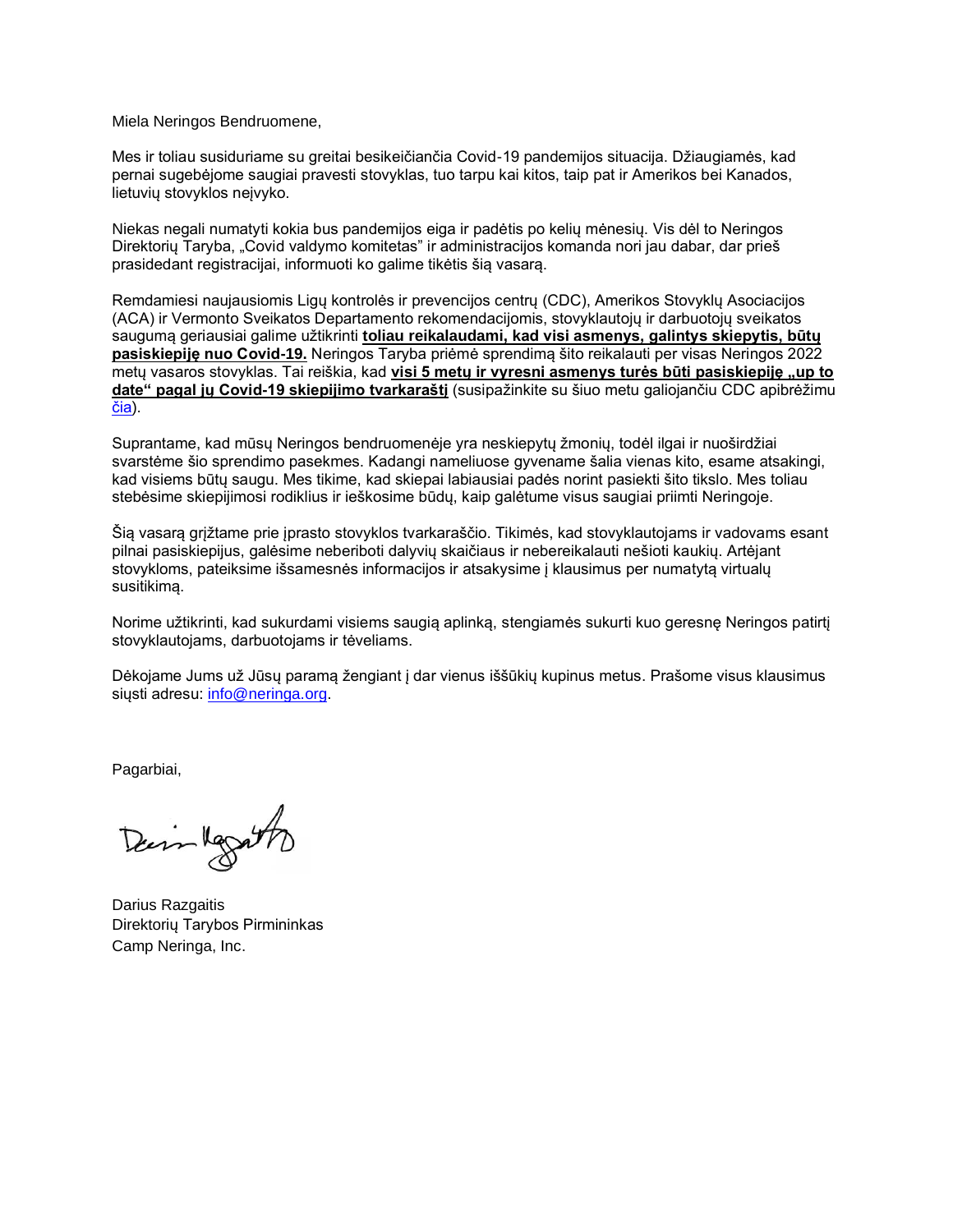Miela Neringos Bendruomene,

Mes ir toliau susiduriame su greitai besikeičiančia Covid-19 pandemijos situacija. Džiaugiamės, kad pernai sugebėjome saugiai pravesti stovyklas, tuo tarpu kai kitos, taip pat ir Amerikos bei Kanados, lietuvių stovyklos neįvyko.

Niekas negali numatyti kokia bus pandemijos eiga ir padėtis po kelių mėnesių. Vis dėl to Neringos Direktorių Taryba, „Covid valdymo komitetas" ir administracijos komanda nori jau dabar, dar prieš prasidedant registracijai, informuoti ko galime tikėtis šią vasarą.

Remdamiesi naujausiomis Ligų kontrolės ir prevencijos centrų (CDC), Amerikos Stovyklų Asociacijos (ACA) ir Vermonto Sveikatos Departamento rekomendacijomis, stovyklautojų ir darbuotojų sveikatos saugumą geriausiai galime užtikrinti **toliau reikalaudami, kad visi asmenys, galintys skiepytis, būtų pasiskiepiję nuo Covid-19.** Neringos Taryba priėmė sprendimą šito reikalauti per visas Neringos 2022 metų vasaros stovyklas. Tai reiškia, kad **visi 5 metų ir vyresni asmenys turės būti pasiskiepiję „up to date" pagal jų Covid-19 skiepijimo tvarkaraštį** (susipažinkite su šiuo metu galiojančiu CDC apibrėžimu [čia](čia)).

Suprantame, kad mūsų Neringos bendruomenėje yra neskiepytų žmonių, todėl ilgai ir nuoširdžiai svarstėme šio sprendimo pasekmes. Kadangi nameliuose gyvename šalia vienas kito, esame atsakingi, kad visiems būtų saugu. Mes tikime, kad skiepai labiausiai padės norint pasiekti šito tikslo. Mes toliau stebėsime skiepijimosi rodiklius ir ieškosime būdų, kaip galėtume visus saugiai priimti Neringoje.

Šią vasarą grįžtame prie įprasto stovyklos tvarkaraščio. Tikimės, kad stovyklautojams ir vadovams esant pilnai pasiskiepijus, galėsime neberiboti dalyvių skaičiaus ir nebereikalauti nešioti kaukių. Artėjant stovykloms, pateiksime išsamesnės informacijos ir atsakysime į klausimus per numatytą virtualų susitikimą.

Norime užtikrinti, kad sukurdami visiems saugią aplinką, stengiamės sukurti kuo geresnę Neringos patirtį stovyklautojams, darbuotojams ir tėveliams.

Dėkojame Jums už Jūsų paramą žengiant į dar vienus iššūkių kupinus metus. Prašome visus klausimus siųsti adresu: info@neringa.org.

Pagarbiai,

Darius Razgaitis
Direktorių Tarybos Pirmininkas
Camp Neringa, Inc.